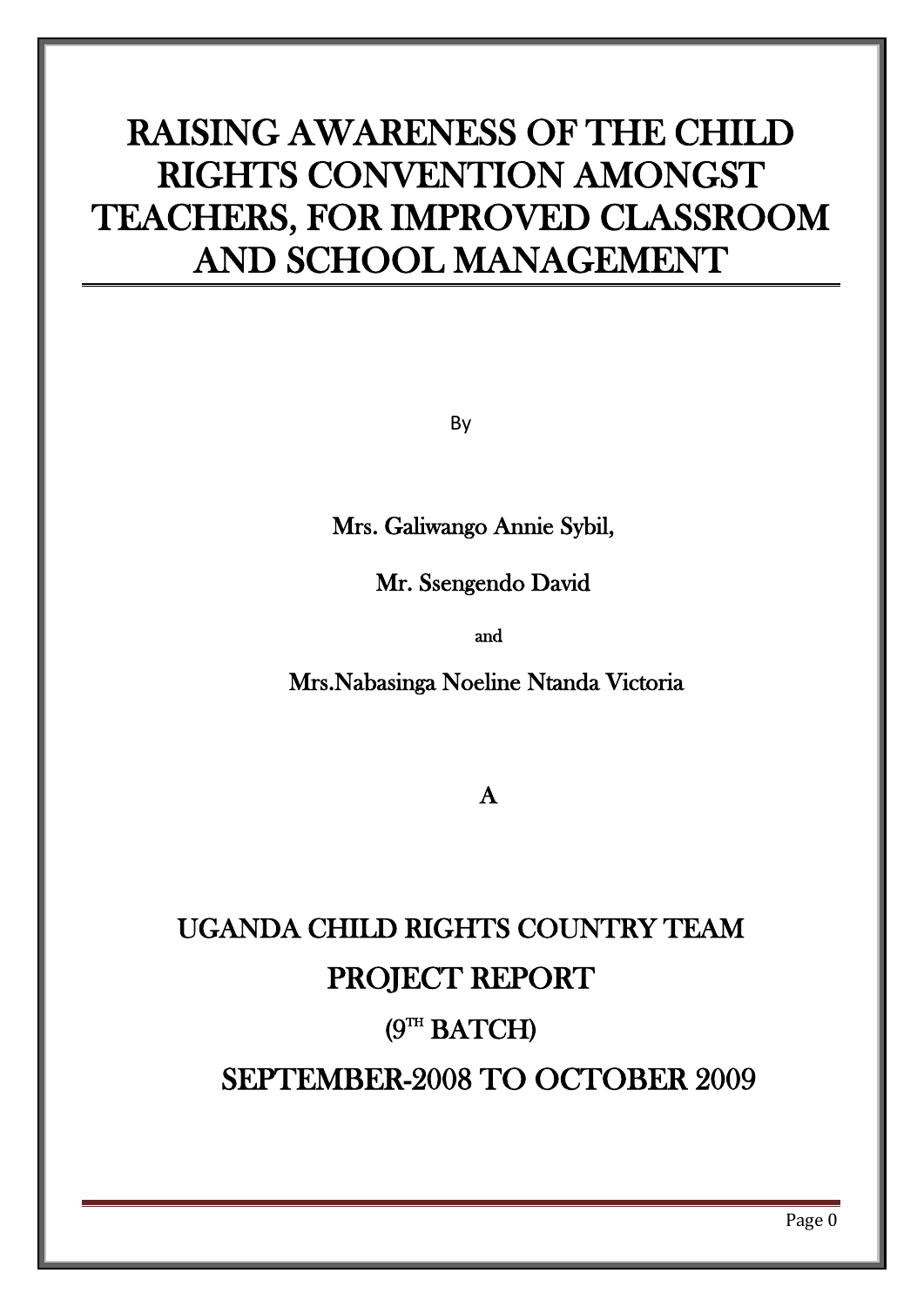# RAISING AWARENESS OF THE CHILD RIGHTS CONVENTION AMONGST TEACHERS, FOR IMPROVED CLASSROOM AND SCHOOL MANAGEMENT

By

Mrs. Galiwango Annie Sybil,

Mr. Ssengendo David

and

Mrs.Nabasinga Noeline Ntanda Victoria

A

## UGANDA CHILD RIGHTS COUNTRY TEAM

## PROJECT REPORT

## (9TH BATCH)

## SEPTEMBER-2008 TO OCTOBER 2009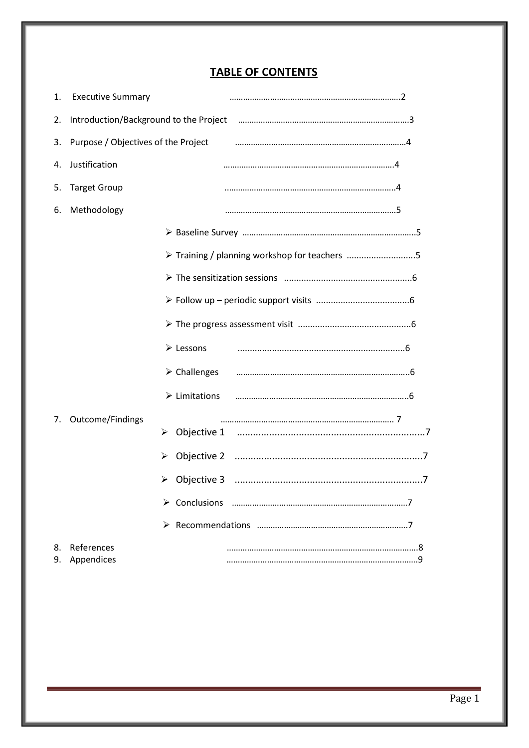# TABLE OF CONTENTS

1. Executive Summary ..........................................................................2
2. Introduction/Background to the Project ..........................................................................3
3. Purpose / Objectives of the Project ..........................................................................4
4. Justification ..........................................................................4
5. Target Group ..........................................................................4
6. Methodology ..........................................................................5
   - Baseline Survey ..........................................................................5
   - Training / planning workshop for teachers ............................5
   - The sensitization sessions ...................................................6
   - Follow up – periodic support visits .....................................6
   - The progress assessment visit .............................................6
   - Lessons ..................................................................6
   - Challenges ..........................................................................6
   - Limitations ..........................................................................6
7. Outcome/Findings .......................................................................... 7
   - Objective 1 ......................................................................7
   - Objective 2 ......................................................................7
   - Objective 3 ......................................................................7
   - Conclusions ..........................................................................7
   - Recommendations ..................................................................7
8. References ..........................................................................8
9. Appendices ..........................................................................9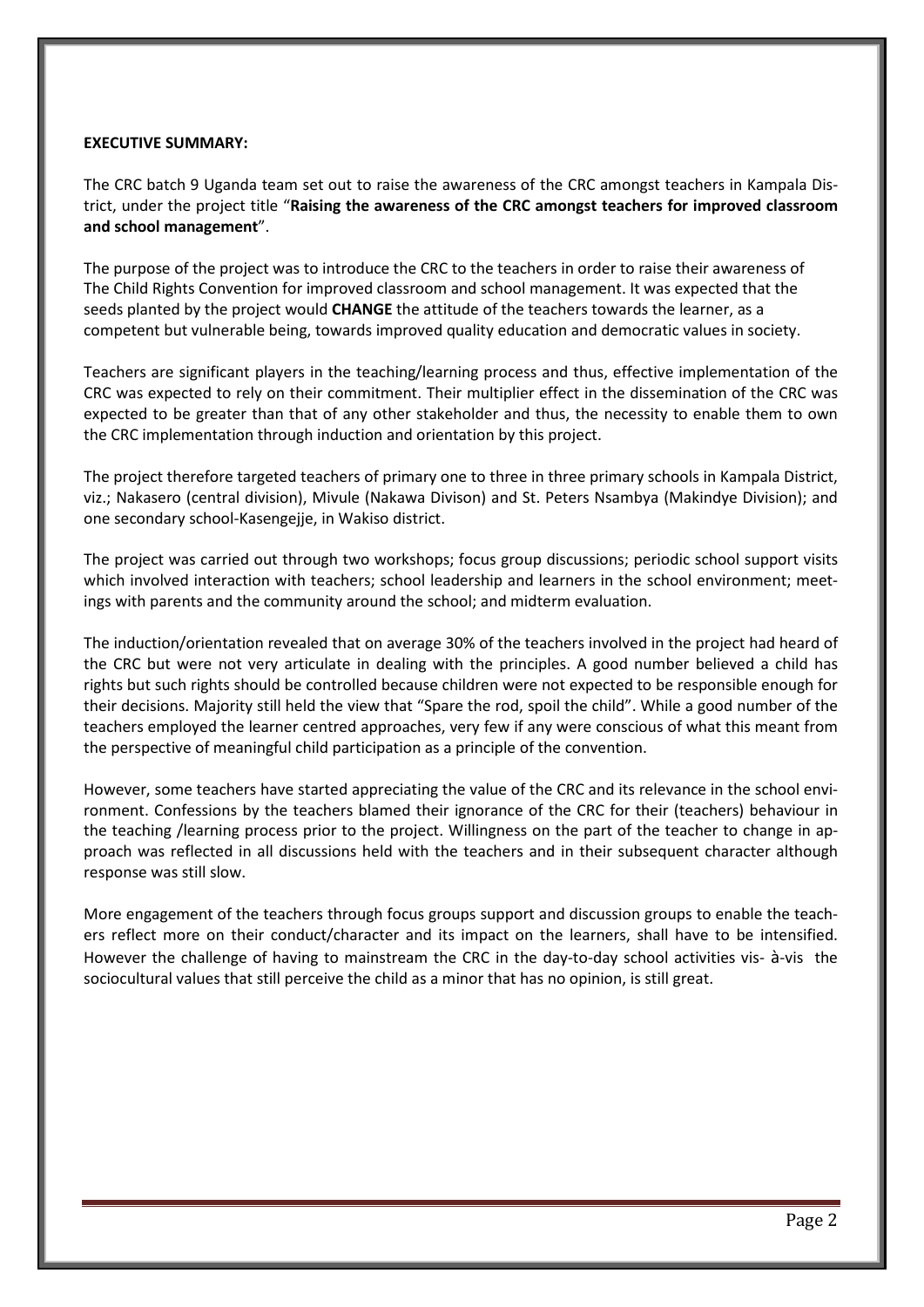**EXECUTIVE SUMMARY:**

The CRC batch 9 Uganda team set out to raise the awareness of the CRC amongst teachers in Kampala District, under the project title "**Raising the awareness of the CRC amongst teachers for improved classroom and school management**".

The purpose of the project was to introduce the CRC to the teachers in order to raise their awareness of The Child Rights Convention for improved classroom and school management. It was expected that the seeds planted by the project would **CHANGE** the attitude of the teachers towards the learner, as a competent but vulnerable being, towards improved quality education and democratic values in society.

Teachers are significant players in the teaching/learning process and thus, effective implementation of the CRC was expected to rely on their commitment. Their multiplier effect in the dissemination of the CRC was expected to be greater than that of any other stakeholder and thus, the necessity to enable them to own the CRC implementation through induction and orientation by this project.

The project therefore targeted teachers of primary one to three in three primary schools in Kampala District, viz.; Nakasero (central division), Mivule (Nakawa Divison) and St. Peters Nsambya (Makindye Division); and one secondary school-Kasengejje, in Wakiso district.

The project was carried out through two workshops; focus group discussions; periodic school support visits which involved interaction with teachers; school leadership and learners in the school environment; meetings with parents and the community around the school; and midterm evaluation.

The induction/orientation revealed that on average 30% of the teachers involved in the project had heard of the CRC but were not very articulate in dealing with the principles. A good number believed a child has rights but such rights should be controlled because children were not expected to be responsible enough for their decisions. Majority still held the view that "Spare the rod, spoil the child". While a good number of the teachers employed the learner centred approaches, very few if any were conscious of what this meant from the perspective of meaningful child participation as a principle of the convention.

However, some teachers have started appreciating the value of the CRC and its relevance in the school environment. Confessions by the teachers blamed their ignorance of the CRC for their (teachers) behaviour in the teaching /learning process prior to the project. Willingness on the part of the teacher to change in approach was reflected in all discussions held with the teachers and in their subsequent character although response was still slow.

More engagement of the teachers through focus groups support and discussion groups to enable the teachers reflect more on their conduct/character and its impact on the learners, shall have to be intensified. However the challenge of having to mainstream the CRC in the day-to-day school activities vis- à-vis the sociocultural values that still perceive the child as a minor that has no opinion, is still great.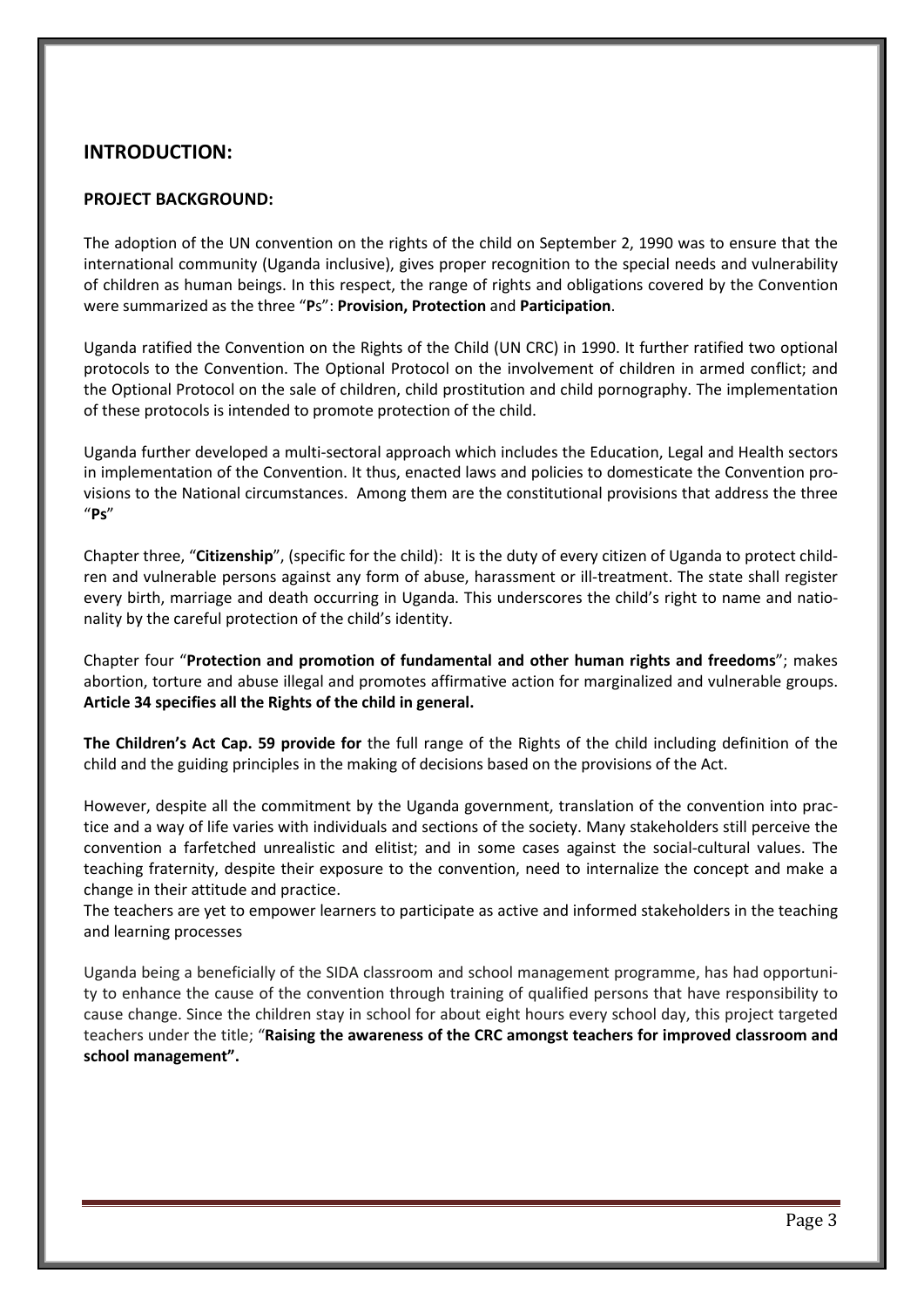## INTRODUCTION:

### PROJECT BACKGROUND:

The adoption of the UN convention on the rights of the child on September 2, 1990 was to ensure that the international community (Uganda inclusive), gives proper recognition to the special needs and vulnerability of children as human beings. In this respect, the range of rights and obligations covered by the Convention were summarized as the three "**P**s": **Provision, Protection** and **Participation**.

Uganda ratified the Convention on the Rights of the Child (UN CRC) in 1990. It further ratified two optional protocols to the Convention. The Optional Protocol on the involvement of children in armed conflict; and the Optional Protocol on the sale of children, child prostitution and child pornography. The implementation of these protocols is intended to promote protection of the child.

Uganda further developed a multi-sectoral approach which includes the Education, Legal and Health sectors in implementation of the Convention. It thus, enacted laws and policies to domesticate the Convention provisions to the National circumstances. Among them are the constitutional provisions that address the three "**Ps**"

Chapter three, "**Citizenship**", (specific for the child): It is the duty of every citizen of Uganda to protect children and vulnerable persons against any form of abuse, harassment or ill-treatment. The state shall register every birth, marriage and death occurring in Uganda. This underscores the child's right to name and nationality by the careful protection of the child's identity.

Chapter four "**Protection and promotion of fundamental and other human rights and freedoms**"; makes abortion, torture and abuse illegal and promotes affirmative action for marginalized and vulnerable groups. **Article 34 specifies all the Rights of the child in general.**

**The Children's Act Cap. 59 provide for** the full range of the Rights of the child including definition of the child and the guiding principles in the making of decisions based on the provisions of the Act.

However, despite all the commitment by the Uganda government, translation of the convention into practice and a way of life varies with individuals and sections of the society. Many stakeholders still perceive the convention a farfetched unrealistic and elitist; and in some cases against the social-cultural values. The teaching fraternity, despite their exposure to the convention, need to internalize the concept and make a change in their attitude and practice.

The teachers are yet to empower learners to participate as active and informed stakeholders in the teaching and learning processes

Uganda being a beneficially of the SIDA classroom and school management programme, has had opportunity to enhance the cause of the convention through training of qualified persons that have responsibility to cause change. Since the children stay in school for about eight hours every school day, this project targeted teachers under the title; "**Raising the awareness of the CRC amongst teachers for improved classroom and school management".**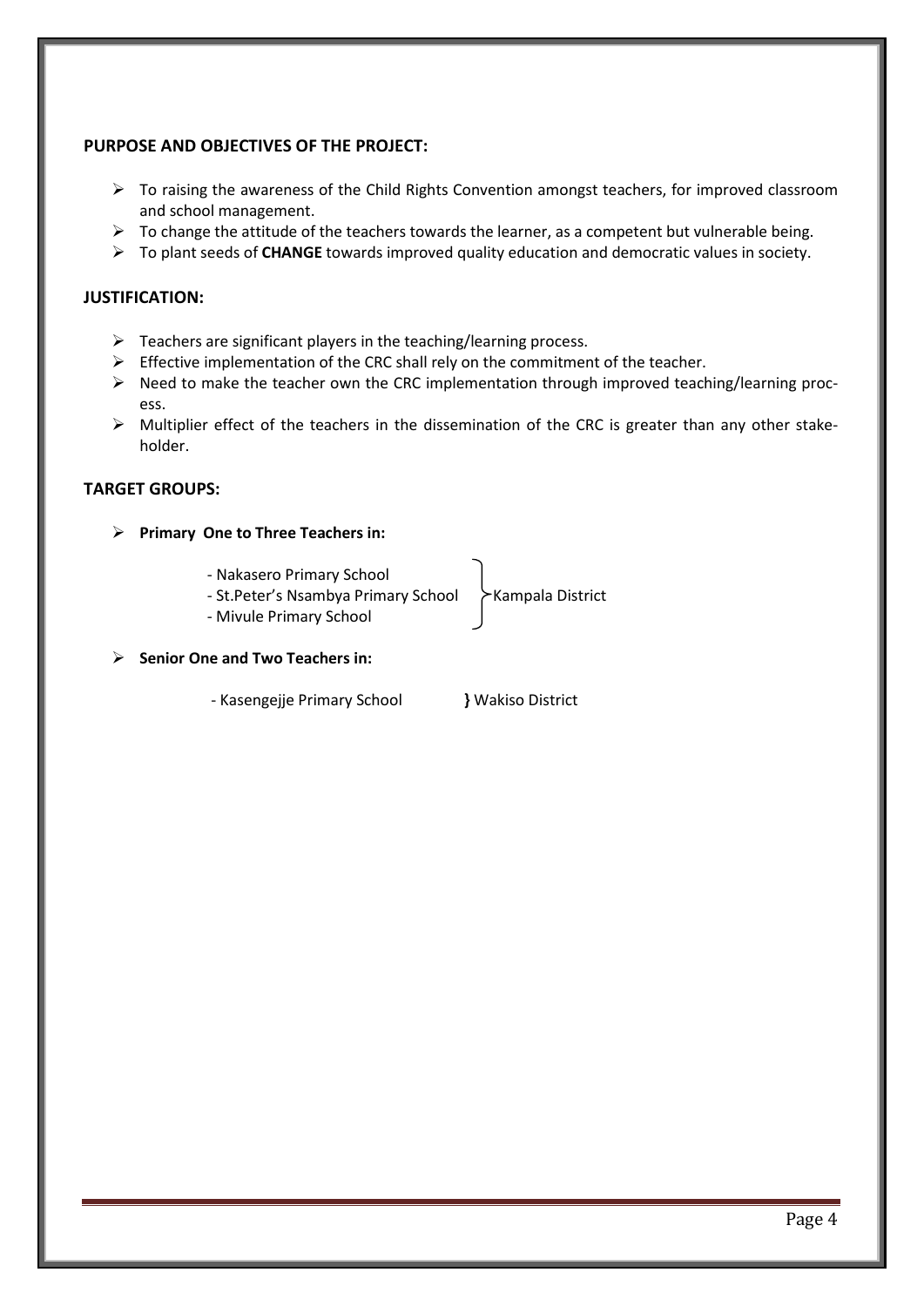**PURPOSE AND OBJECTIVES OF THE PROJECT:**

- To raising the awareness of the Child Rights Convention amongst teachers, for improved classroom and school management.
- To change the attitude of the teachers towards the learner, as a competent but vulnerable being.
- To plant seeds of **CHANGE** towards improved quality education and democratic values in society.

**JUSTIFICATION:**

- Teachers are significant players in the teaching/learning process.
- Effective implementation of the CRC shall rely on the commitment of the teacher.
- Need to make the teacher own the CRC implementation through improved teaching/learning process.
- Multiplier effect of the teachers in the dissemination of the CRC is greater than any other stakeholder.

**TARGET GROUPS:**

- **Primary One to Three Teachers in:**
  - Nakasero Primary School
  - St.Peter's Nsambya Primary School
  - Mivule Primary School

  } Kampala District

- **Senior One and Two Teachers in:**
  - Kasengejje Primary School } Wakiso District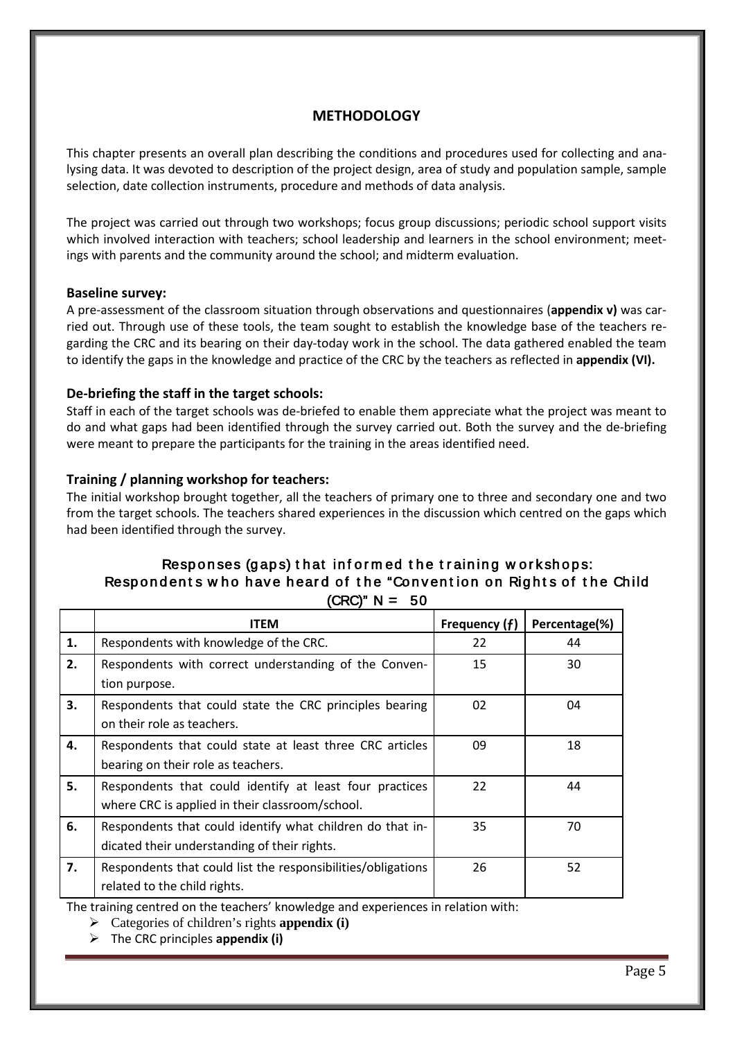## METHODOLOGY

This chapter presents an overall plan describing the conditions and procedures used for collecting and analysing data. It was devoted to description of the project design, area of study and population sample, sample selection, date collection instruments, procedure and methods of data analysis.

The project was carried out through two workshops; focus group discussions; periodic school support visits which involved interaction with teachers; school leadership and learners in the school environment; meetings with parents and the community around the school; and midterm evaluation.

### Baseline survey:

A pre-assessment of the classroom situation through observations and questionnaires (**appendix v)** was carried out. Through use of these tools, the team sought to establish the knowledge base of the teachers regarding the CRC and its bearing on their day-today work in the school. The data gathered enabled the team to identify the gaps in the knowledge and practice of the CRC by the teachers as reflected in **appendix (VI).**

### De-briefing the staff in the target schools:

Staff in each of the target schools was de-briefed to enable them appreciate what the project was meant to do and what gaps had been identified through the survey carried out. Both the survey and the de-briefing were meant to prepare the participants for the training in the areas identified need.

### Training / planning workshop for teachers:

The initial workshop brought together, all the teachers of primary one to three and secondary one and two from the target schools. The teachers shared experiences in the discussion which centred on the gaps which had been identified through the survey.

**Responses (gaps) that informed the training workshops: Respondents who have heard of the "Convention on Rights of the Child (CRC)" N = 50**

| | ITEM | Frequency (ƒ) | Percentage(%) |
|---|---|---|---|
| 1. | Respondents with knowledge of the CRC. | 22 | 44 |
| 2. | Respondents with correct understanding of the Convention purpose. | 15 | 30 |
| 3. | Respondents that could state the CRC principles bearing on their role as teachers. | 02 | 04 |
| 4. | Respondents that could state at least three CRC articles bearing on their role as teachers. | 09 | 18 |
| 5. | Respondents that could identify at least four practices where CRC is applied in their classroom/school. | 22 | 44 |
| 6. | Respondents that could identify what children do that indicated their understanding of their rights. | 35 | 70 |
| 7. | Respondents that could list the responsibilities/obligations related to the child rights. | 26 | 52 |

The training centred on the teachers' knowledge and experiences in relation with:

- Categories of children's rights **appendix (i)**
- The CRC principles **appendix (i)**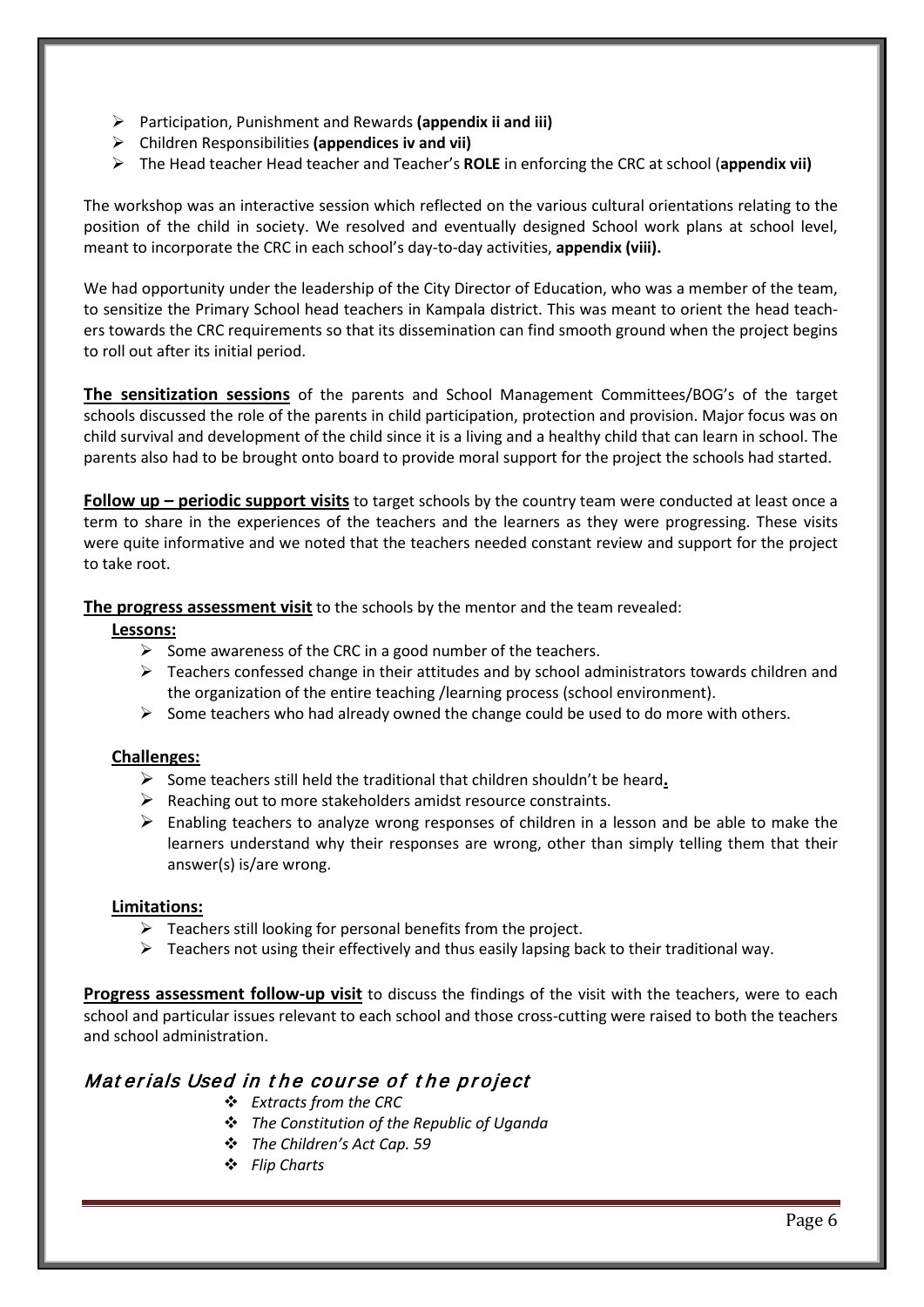- Participation, Punishment and Rewards **(appendix ii and iii)**
- Children Responsibilities **(appendices iv and vii)**
- The Head teacher Head teacher and Teacher's **ROLE** in enforcing the CRC at school (**appendix vii)**

The workshop was an interactive session which reflected on the various cultural orientations relating to the position of the child in society. We resolved and eventually designed School work plans at school level, meant to incorporate the CRC in each school's day-to-day activities, **appendix (viii).**

We had opportunity under the leadership of the City Director of Education, who was a member of the team, to sensitize the Primary School head teachers in Kampala district. This was meant to orient the head teachers towards the CRC requirements so that its dissemination can find smooth ground when the project begins to roll out after its initial period.

**The sensitization sessions** of the parents and School Management Committees/BOG's of the target schools discussed the role of the parents in child participation, protection and provision. Major focus was on child survival and development of the child since it is a living and a healthy child that can learn in school. The parents also had to be brought onto board to provide moral support for the project the schools had started.

**Follow up – periodic support visits** to target schools by the country team were conducted at least once a term to share in the experiences of the teachers and the learners as they were progressing. These visits were quite informative and we noted that the teachers needed constant review and support for the project to take root.

**The progress assessment visit** to the schools by the mentor and the team revealed:

**Lessons:**

- Some awareness of the CRC in a good number of the teachers.
- Teachers confessed change in their attitudes and by school administrators towards children and the organization of the entire teaching /learning process (school environment).
- Some teachers who had already owned the change could be used to do more with others.

**Challenges:**

- Some teachers still held the traditional that children shouldn't be heard**.**
- Reaching out to more stakeholders amidst resource constraints.
- Enabling teachers to analyze wrong responses of children in a lesson and be able to make the learners understand why their responses are wrong, other than simply telling them that their answer(s) is/are wrong.

**Limitations:**

- Teachers still looking for personal benefits from the project.
- Teachers not using their effectively and thus easily lapsing back to their traditional way.

**Progress assessment follow-up visit** to discuss the findings of the visit with the teachers, were to each school and particular issues relevant to each school and those cross-cutting were raised to both the teachers and school administration.

## Materials Used in the course of the project

- *Extracts from the CRC*
- *The Constitution of the Republic of Uganda*
- *The Children's Act Cap. 59*
- *Flip Charts*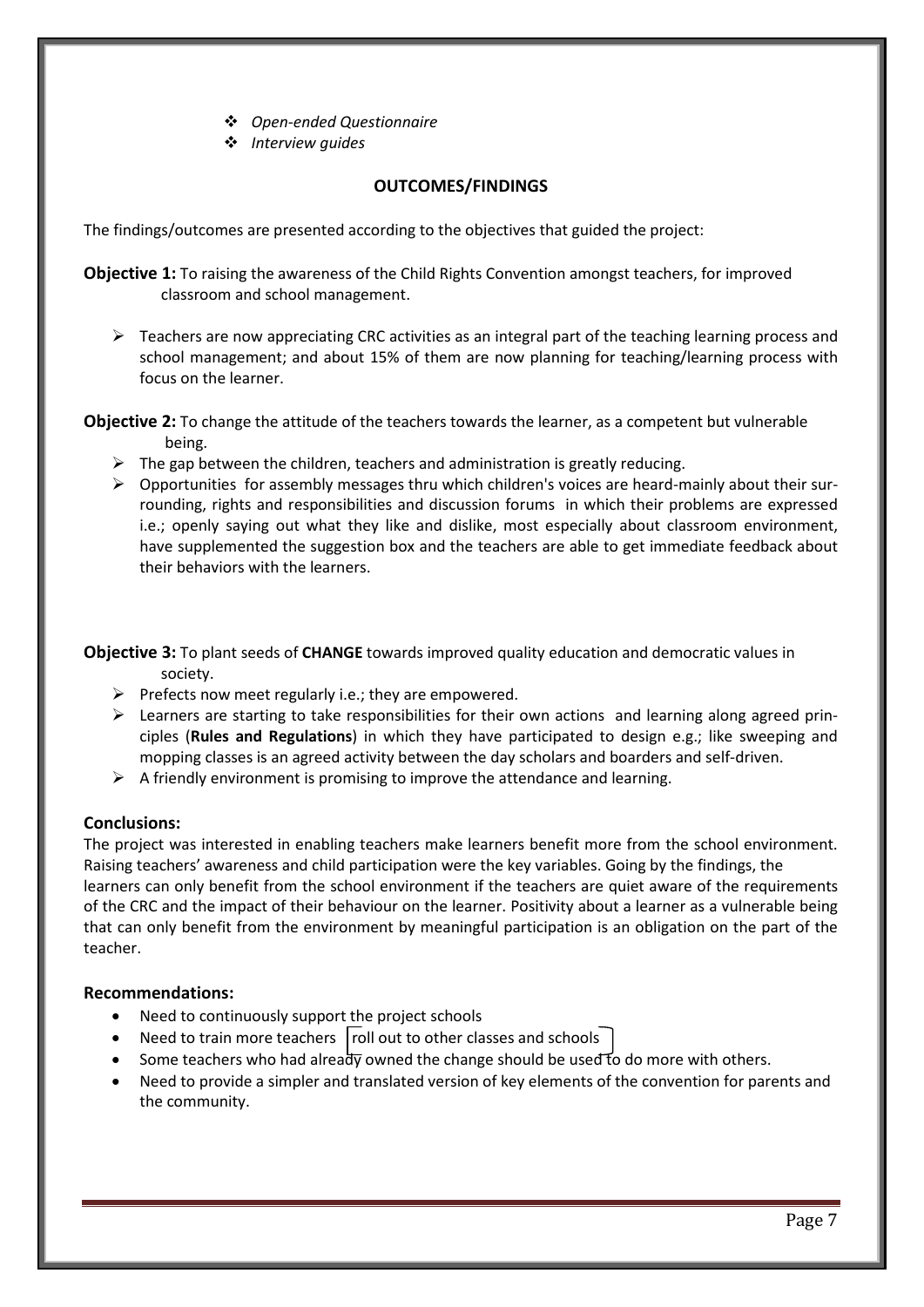- *Open-ended Questionnaire*
- *Interview guides*

## OUTCOMES/FINDINGS

The findings/outcomes are presented according to the objectives that guided the project:

**Objective 1:** To raising the awareness of the Child Rights Convention amongst teachers, for improved classroom and school management.

- Teachers are now appreciating CRC activities as an integral part of the teaching learning process and school management; and about 15% of them are now planning for teaching/learning process with focus on the learner.

**Objective 2:** To change the attitude of the teachers towards the learner, as a competent but vulnerable being.

- The gap between the children, teachers and administration is greatly reducing.
- Opportunities for assembly messages thru which children's voices are heard-mainly about their surrounding, rights and responsibilities and discussion forums in which their problems are expressed i.e.; openly saying out what they like and dislike, most especially about classroom environment, have supplemented the suggestion box and the teachers are able to get immediate feedback about their behaviors with the learners.

**Objective 3:** To plant seeds of **CHANGE** towards improved quality education and democratic values in society.

- Prefects now meet regularly i.e.; they are empowered.
- Learners are starting to take responsibilities for their own actions and learning along agreed principles (**Rules and Regulations**) in which they have participated to design e.g.; like sweeping and mopping classes is an agreed activity between the day scholars and boarders and self-driven.
- A friendly environment is promising to improve the attendance and learning.

### Conclusions:

The project was interested in enabling teachers make learners benefit more from the school environment. Raising teachers' awareness and child participation were the key variables. Going by the findings, the learners can only benefit from the school environment if the teachers are quiet aware of the requirements of the CRC and the impact of their behaviour on the learner. Positivity about a learner as a vulnerable being that can only benefit from the environment by meaningful participation is an obligation on the part of the teacher.

### Recommendations:

- Need to continuously support the project schools
- Need to train more teachers roll out to other classes and schools
- Some teachers who had already owned the change should be used to do more with others.
- Need to provide a simpler and translated version of key elements of the convention for parents and the community.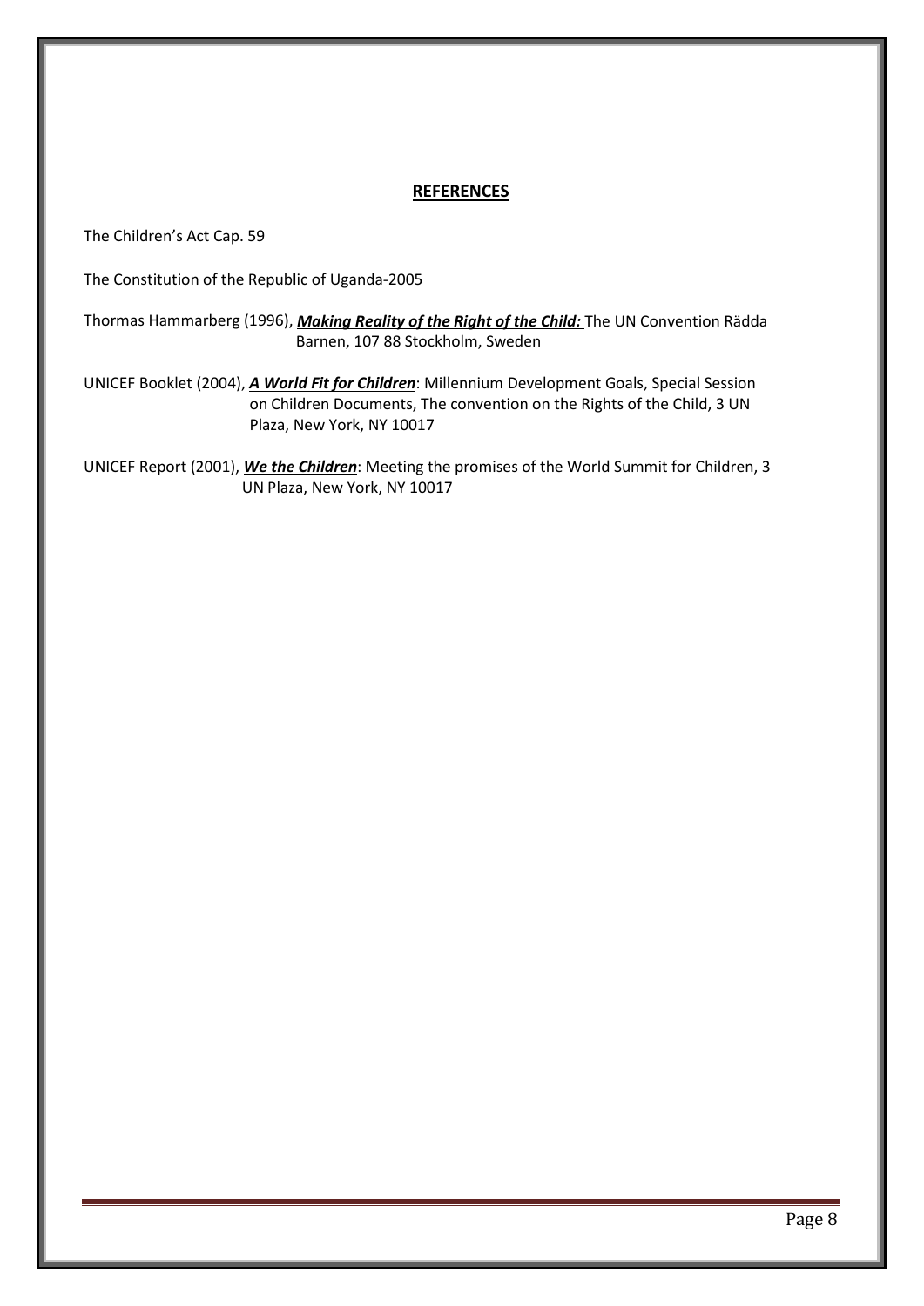## REFERENCES

The Children's Act Cap. 59

The Constitution of the Republic of Uganda-2005

Thormas Hammarberg (1996), ***Making Reality of the Right of the Child:*** The UN Convention Rädda Barnen, 107 88 Stockholm, Sweden

UNICEF Booklet (2004), ***A World Fit for Children***: Millennium Development Goals, Special Session on Children Documents, The convention on the Rights of the Child, 3 UN Plaza, New York, NY 10017

UNICEF Report (2001), ***We the Children***: Meeting the promises of the World Summit for Children, 3 UN Plaza, New York, NY 10017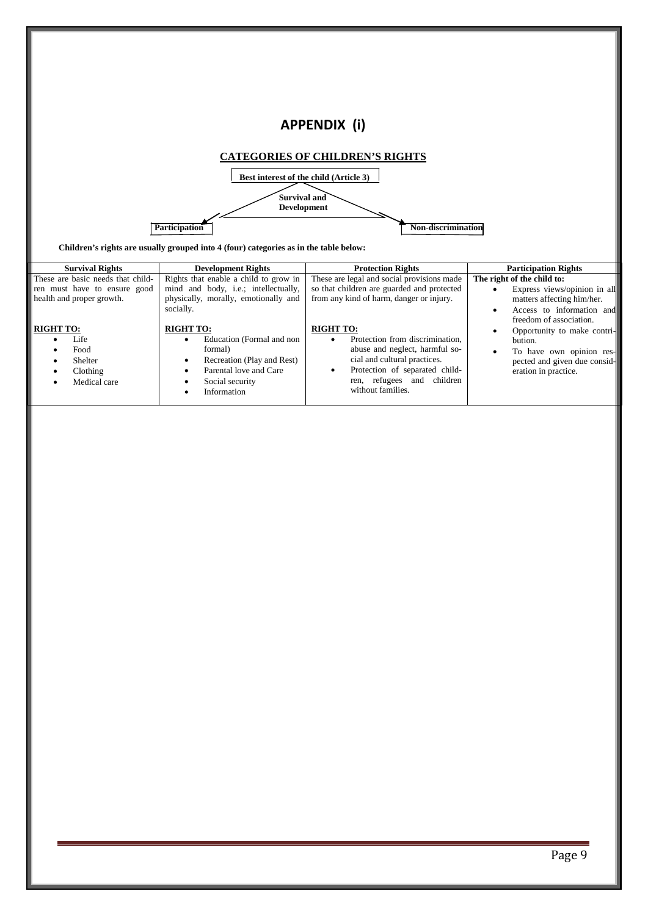# APPENDIX (i)

## CATEGORIES OF CHILDREN'S RIGHTS

**Best interest of the child (Article 3)**

**Survival and Development**

**Participation**

**Non-discrimination**

**Children's rights are usually grouped into 4 (four) categories as in the table below:**

| Survival Rights | Development Rights | Protection Rights | Participation Rights |
|---|---|---|---|
| These are basic needs that children must have to ensure good health and proper growth.<br><br>**RIGHT TO:**<br>• Life<br>• Food<br>• Shelter<br>• Clothing<br>• Medical care | Rights that enable a child to grow in mind and body, i.e.; intellectually, physically, morally, emotionally and socially.<br><br>**RIGHT TO:**<br>• Education (Formal and non formal)<br>• Recreation (Play and Rest)<br>• Parental love and Care<br>• Social security<br>• Information | These are legal and social provisions made so that children are guarded and protected from any kind of harm, danger or injury.<br><br>**RIGHT TO:**<br>• Protection from discrimination, abuse and neglect, harmful social and cultural practices.<br>• Protection of separated children, refugees and children without families. | **The right of the child to:**<br>• Express views/opinion in all matters affecting him/her.<br>• Access to information and freedom of association.<br>• Opportunity to make contribution.<br>• To have own opinion respected and given due consideration in practice. |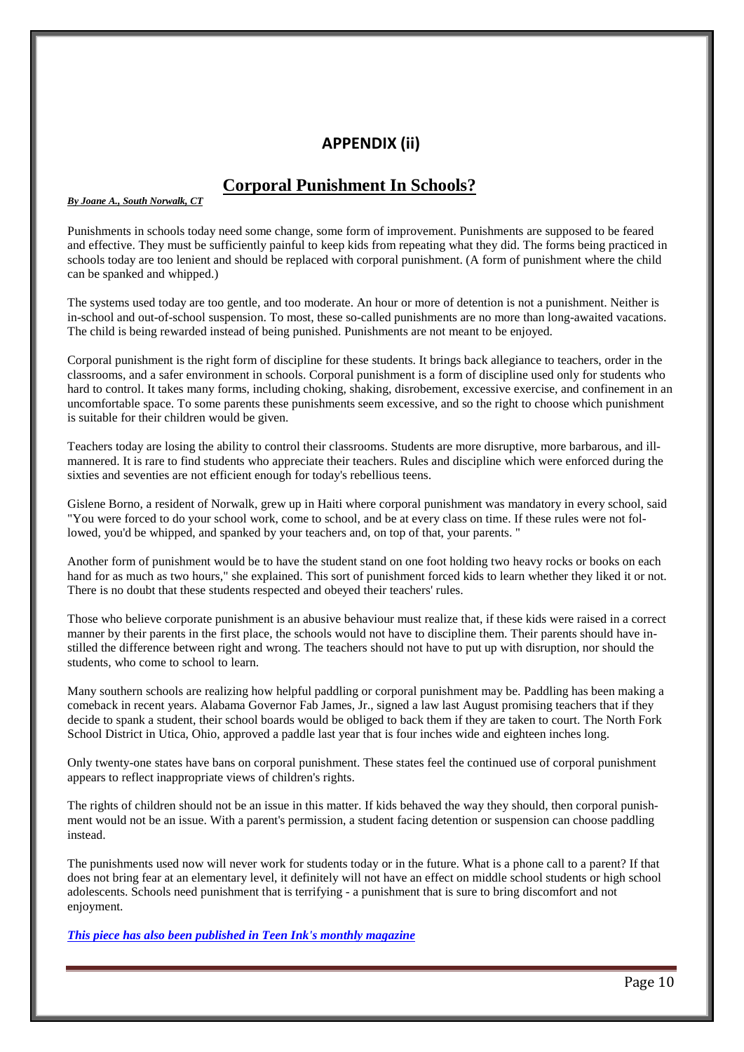## APPENDIX (ii)

# Corporal Punishment In Schools?

***By Joane A., South Norwalk, CT***

Punishments in schools today need some change, some form of improvement. Punishments are supposed to be feared and effective. They must be sufficiently painful to keep kids from repeating what they did. The forms being practiced in schools today are too lenient and should be replaced with corporal punishment. (A form of punishment where the child can be spanked and whipped.)

The systems used today are too gentle, and too moderate. An hour or more of detention is not a punishment. Neither is in-school and out-of-school suspension. To most, these so-called punishments are no more than long-awaited vacations. The child is being rewarded instead of being punished. Punishments are not meant to be enjoyed.

Corporal punishment is the right form of discipline for these students. It brings back allegiance to teachers, order in the classrooms, and a safer environment in schools. Corporal punishment is a form of discipline used only for students who hard to control. It takes many forms, including choking, shaking, disrobement, excessive exercise, and confinement in an uncomfortable space. To some parents these punishments seem excessive, and so the right to choose which punishment is suitable for their children would be given.

Teachers today are losing the ability to control their classrooms. Students are more disruptive, more barbarous, and ill-mannered. It is rare to find students who appreciate their teachers. Rules and discipline which were enforced during the sixties and seventies are not efficient enough for today's rebellious teens.

Gislene Borno, a resident of Norwalk, grew up in Haiti where corporal punishment was mandatory in every school, said "You were forced to do your school work, come to school, and be at every class on time. If these rules were not followed, you'd be whipped, and spanked by your teachers and, on top of that, your parents. "

Another form of punishment would be to have the student stand on one foot holding two heavy rocks or books on each hand for as much as two hours," she explained. This sort of punishment forced kids to learn whether they liked it or not. There is no doubt that these students respected and obeyed their teachers' rules.

Those who believe corporate punishment is an abusive behaviour must realize that, if these kids were raised in a correct manner by their parents in the first place, the schools would not have to discipline them. Their parents should have instilled the difference between right and wrong. The teachers should not have to put up with disruption, nor should the students, who come to school to learn.

Many southern schools are realizing how helpful paddling or corporal punishment may be. Paddling has been making a comeback in recent years. Alabama Governor Fab James, Jr., signed a law last August promising teachers that if they decide to spank a student, their school boards would be obliged to back them if they are taken to court. The North Fork School District in Utica, Ohio, approved a paddle last year that is four inches wide and eighteen inches long.

Only twenty-one states have bans on corporal punishment. These states feel the continued use of corporal punishment appears to reflect inappropriate views of children's rights.

The rights of children should not be an issue in this matter. If kids behaved the way they should, then corporal punishment would not be an issue. With a parent's permission, a student facing detention or suspension can choose paddling instead.

The punishments used now will never work for students today or in the future. What is a phone call to a parent? If that does not bring fear at an elementary level, it definitely will not have an effect on middle school students or high school adolescents. Schools need punishment that is terrifying - a punishment that is sure to bring discomfort and not enjoyment.

***This piece has also been published in Teen Ink's monthly magazine***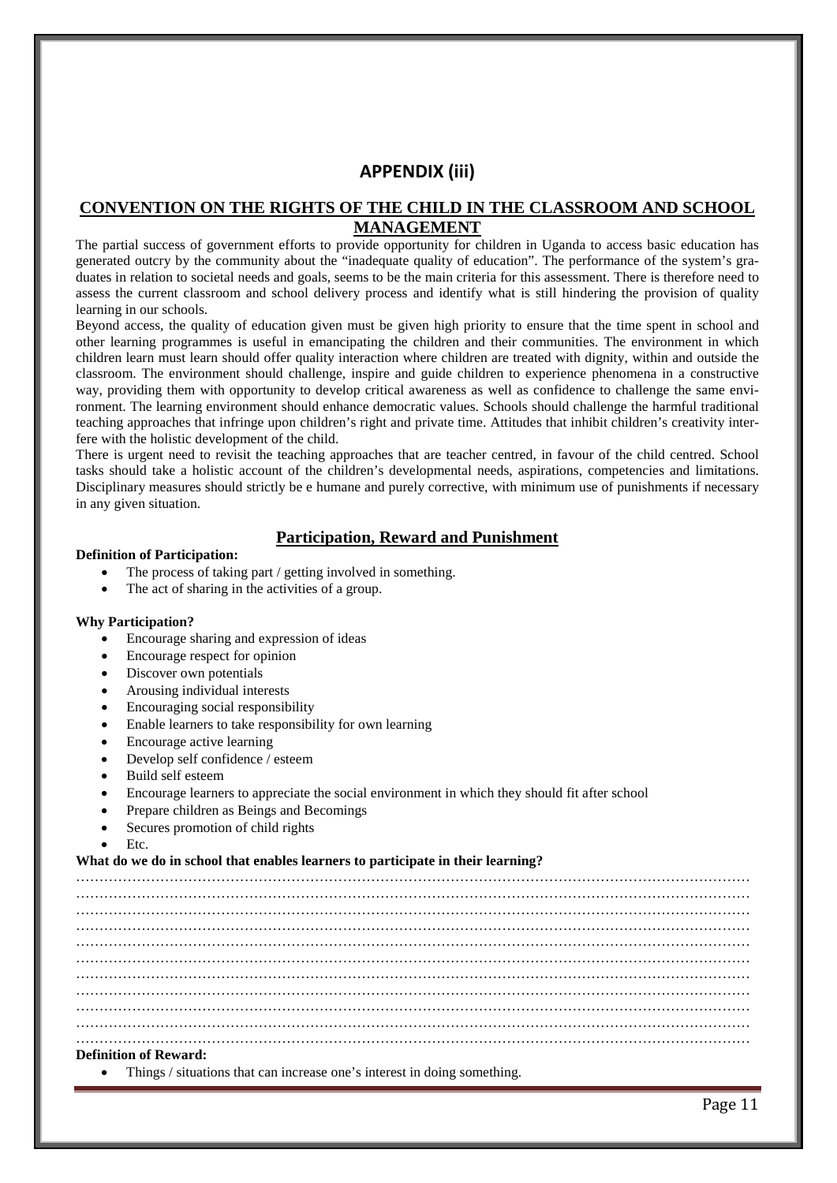## APPENDIX (iii)

### CONVENTION ON THE RIGHTS OF THE CHILD IN THE CLASSROOM AND SCHOOL MANAGEMENT

The partial success of government efforts to provide opportunity for children in Uganda to access basic education has generated outcry by the community about the "inadequate quality of education". The performance of the system's graduates in relation to societal needs and goals, seems to be the main criteria for this assessment. There is therefore need to assess the current classroom and school delivery process and identify what is still hindering the provision of quality learning in our schools.

Beyond access, the quality of education given must be given high priority to ensure that the time spent in school and other learning programmes is useful in emancipating the children and their communities. The environment in which children learn must learn should offer quality interaction where children are treated with dignity, within and outside the classroom. The environment should challenge, inspire and guide children to experience phenomena in a constructive way, providing them with opportunity to develop critical awareness as well as confidence to challenge the same environment. The learning environment should enhance democratic values. Schools should challenge the harmful traditional teaching approaches that infringe upon children's right and private time. Attitudes that inhibit children's creativity interfere with the holistic development of the child.

There is urgent need to revisit the teaching approaches that are teacher centred, in favour of the child centred. School tasks should take a holistic account of the children's developmental needs, aspirations, competencies and limitations. Disciplinary measures should strictly be e humane and purely corrective, with minimum use of punishments if necessary in any given situation.

### Participation, Reward and Punishment

**Definition of Participation:**

- The process of taking part / getting involved in something.
- The act of sharing in the activities of a group.

**Why Participation?**

- Encourage sharing and expression of ideas
- Encourage respect for opinion
- Discover own potentials
- Arousing individual interests
- Encouraging social responsibility
- Enable learners to take responsibility for own learning
- Encourage active learning
- Develop self confidence / esteem
- Build self esteem
- Encourage learners to appreciate the social environment in which they should fit after school
- Prepare children as Beings and Becomings
- Secures promotion of child rights
- Etc.

**What do we do in school that enables learners to participate in their learning?**

…………………………………………………………………………………………………………………………
…………………………………………………………………………………………………………………………
…………………………………………………………………………………………………………………………
…………………………………………………………………………………………………………………………
…………………………………………………………………………………………………………………………
…………………………………………………………………………………………………………………………
…………………………………………………………………………………………………………………………
…………………………………………………………………………………………………………………………
…………………………………………………………………………………………………………………………
…………………………………………………………………………………………………………………………
…………………………………………………………………………………………………………………………

**Definition of Reward:**

- Things / situations that can increase one's interest in doing something.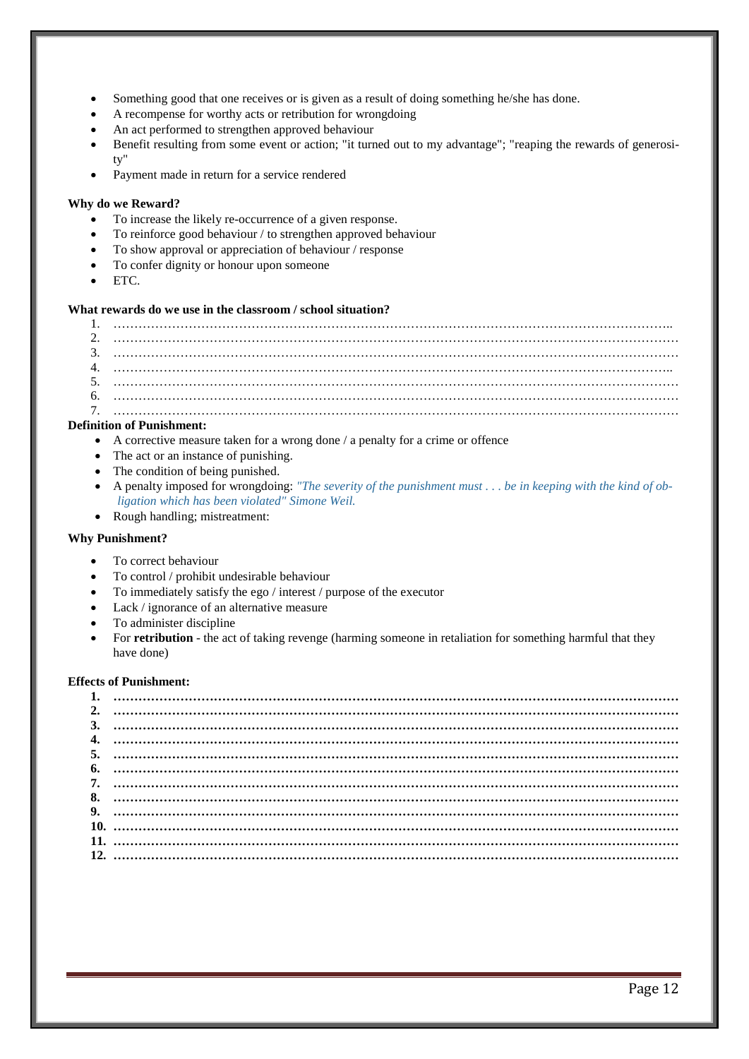- Something good that one receives or is given as a result of doing something he/she has done.
- A recompense for worthy acts or retribution for wrongdoing
- An act performed to strengthen approved behaviour
- Benefit resulting from some event or action; "it turned out to my advantage"; "reaping the rewards of generosity"
- Payment made in return for a service rendered

**Why do we Reward?**

- To increase the likely re-occurrence of a given response.
- To reinforce good behaviour / to strengthen approved behaviour
- To show approval or appreciation of behaviour / response
- To confer dignity or honour upon someone
- ETC.

**What rewards do we use in the classroom / school situation?**

1. ……………………………………………………………………………………………………………………..
2. ………………………………………………………………………………………………………………………
3. ………………………………………………………………………………………………………………………
4. ……………………………………………………………………………………………………………………..
5. ………………………………………………………………………………………………………………………
6. ………………………………………………………………………………………………………………………
7. ………………………………………………………………………………………………………………………

**Definition of Punishment:**

- A corrective measure taken for a wrong done / a penalty for a crime or offence
- The act or an instance of punishing.
- The condition of being punished.
- A penalty imposed for wrongdoing: *"The severity of the punishment must . . . be in keeping with the kind of obligation which has been violated" Simone Weil.*
- Rough handling; mistreatment:

**Why Punishment?**

- To correct behaviour
- To control / prohibit undesirable behaviour
- To immediately satisfy the ego / interest / purpose of the executor
- Lack / ignorance of an alternative measure
- To administer discipline
- For **retribution** - the act of taking revenge (harming someone in retaliation for something harmful that they have done)

**Effects of Punishment:**

**1. ………………………………………………………………………………………………………………………**
**2. ………………………………………………………………………………………………………………………**
**3. ………………………………………………………………………………………………………………………**
**4. ………………………………………………………………………………………………………………………**
**5. ………………………………………………………………………………………………………………………**
**6. ………………………………………………………………………………………………………………………**
**7. ………………………………………………………………………………………………………………………**
**8. ………………………………………………………………………………………………………………………**
**9. ………………………………………………………………………………………………………………………**
**10. ……………………………………………………………………………………………………………………**
**11. ……………………………………………………………………………………………………………………**
**12. ……………………………………………………………………………………………………………………**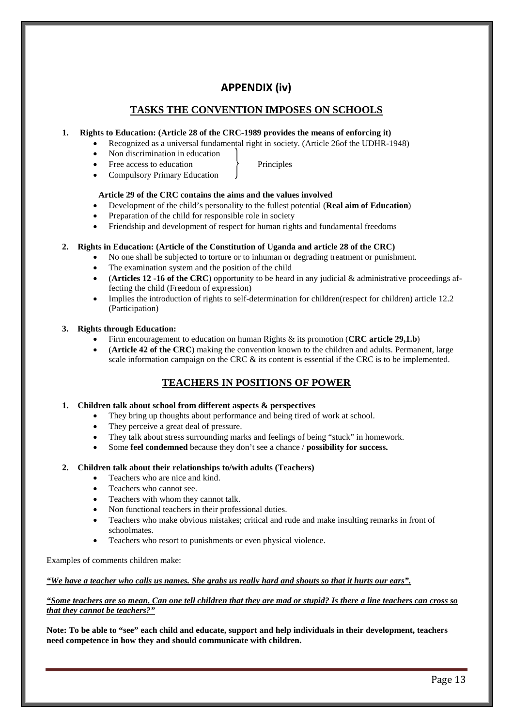# APPENDIX (iv)

## TASKS THE CONVENTION IMPOSES ON SCHOOLS

1. **Rights to Education: (Article 28 of the CRC-1989 provides the means of enforcing it)**
   - Recognized as a universal fundamental right in society. (Article 26of the UDHR-1948)
   - Non discrimination in education
   - Free access to education
   - Compulsory Primary Education

   } Principles

   **Article 29 of the CRC contains the aims and the values involved**
   - Development of the child's personality to the fullest potential (**Real aim of Education**)
   - Preparation of the child for responsible role in society
   - Friendship and development of respect for human rights and fundamental freedoms

2. **Rights in Education: (Article of the Constitution of Uganda and article 28 of the CRC)**
   - No one shall be subjected to torture or to inhuman or degrading treatment or punishment.
   - The examination system and the position of the child
   - (**Articles 12 -16 of the CRC**) opportunity to be heard in any judicial & administrative proceedings affecting the child (Freedom of expression)
   - Implies the introduction of rights to self-determination for children(respect for children) article 12.2 (Participation)

3. **Rights through Education:**
   - Firm encouragement to education on human Rights & its promotion (**CRC article 29,1.b**)
   - (**Article 42 of the CRC**) making the convention known to the children and adults. Permanent, large scale information campaign on the CRC & its content is essential if the CRC is to be implemented.

## TEACHERS IN POSITIONS OF POWER

1. **Children talk about school from different aspects & perspectives**
   - They bring up thoughts about performance and being tired of work at school.
   - They perceive a great deal of pressure.
   - They talk about stress surrounding marks and feelings of being "stuck" in homework.
   - Some **feel condemned** because they don't see a chance / **possibility for success.**

2. **Children talk about their relationships to/with adults (Teachers)**
   - Teachers who are nice and kind.
   - Teachers who cannot see.
   - Teachers with whom they cannot talk.
   - Non functional teachers in their professional duties.
   - Teachers who make obvious mistakes; critical and rude and make insulting remarks in front of schoolmates.
   - Teachers who resort to punishments or even physical violence.

Examples of comments children make:

***"We have a teacher who calls us names. She grabs us really hard and shouts so that it hurts our ears".***

***"Some teachers are so mean. Can one tell children that they are mad or stupid? Is there a line teachers can cross so that they cannot be teachers?"***

**Note: To be able to "see" each child and educate, support and help individuals in their development, teachers need competence in how they and should communicate with children.**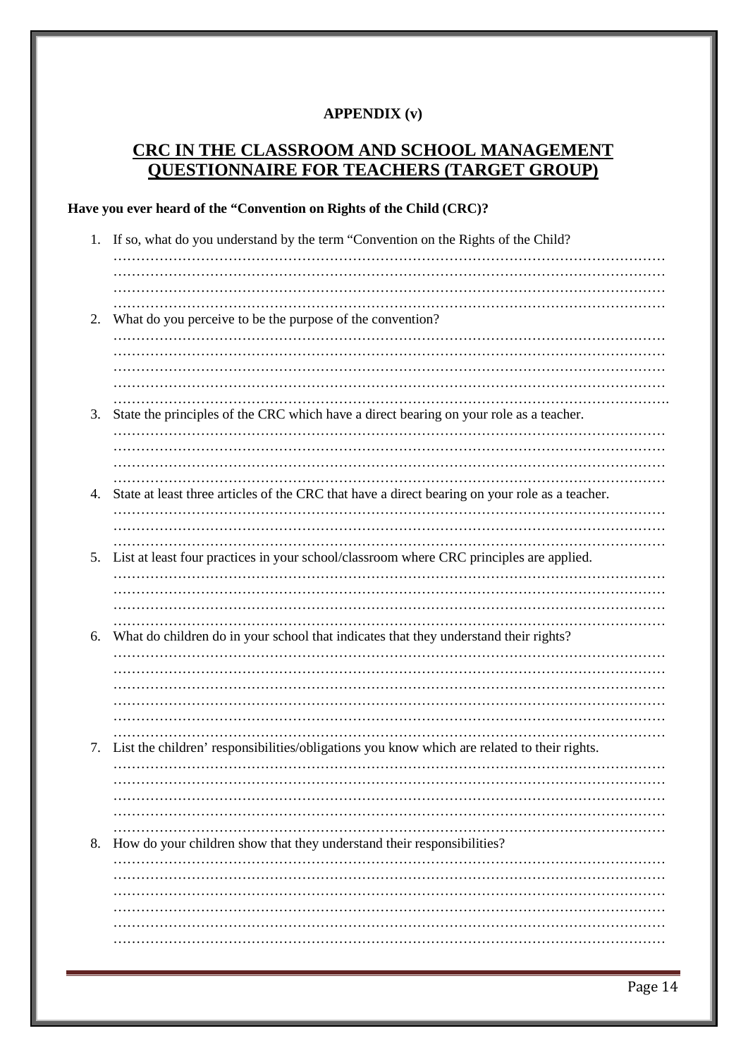**APPENDIX (v)**

## CRC IN THE CLASSROOM AND SCHOOL MANAGEMENT QUESTIONNAIRE FOR TEACHERS (TARGET GROUP)

**Have you ever heard of the "Convention on Rights of the Child (CRC)?**

1. If so, what do you understand by the term "Convention on the Rights of the Child?
   ……………………………………………………………………………………………………
   ……………………………………………………………………………………………………
   ……………………………………………………………………………………………………
   ……………………………………………………………………………………………………
2. What do you perceive to be the purpose of the convention?
   ……………………………………………………………………………………………………
   ……………………………………………………………………………………………………
   ……………………………………………………………………………………………………
   ……………………………………………………………………………………………………
   ……………………………………………………………………………………………………
3. State the principles of the CRC which have a direct bearing on your role as a teacher.
   ……………………………………………………………………………………………………
   ……………………………………………………………………………………………………
   ……………………………………………………………………………………………………
   ……………………………………………………………………………………………………
4. State at least three articles of the CRC that have a direct bearing on your role as a teacher.
   ……………………………………………………………………………………………………
   ……………………………………………………………………………………………………
   ……………………………………………………………………………………………………
5. List at least four practices in your school/classroom where CRC principles are applied.
   ……………………………………………………………………………………………………
   ……………………………………………………………………………………………………
   ……………………………………………………………………………………………………
   ……………………………………………………………………………………………………
6. What do children do in your school that indicates that they understand their rights?
   ……………………………………………………………………………………………………
   ……………………………………………………………………………………………………
   ……………………………………………………………………………………………………
   ……………………………………………………………………………………………………
   ……………………………………………………………………………………………………
   ……………………………………………………………………………………………………
7. List the children' responsibilities/obligations you know which are related to their rights.
   ……………………………………………………………………………………………………
   ……………………………………………………………………………………………………
   ……………………………………………………………………………………………………
   ……………………………………………………………………………………………………
   ……………………………………………………………………………………………………
8. How do your children show that they understand their responsibilities?
   ……………………………………………………………………………………………………
   ……………………………………………………………………………………………………
   ……………………………………………………………………………………………………
   ……………………………………………………………………………………………………
   ……………………………………………………………………………………………………
   ……………………………………………………………………………………………………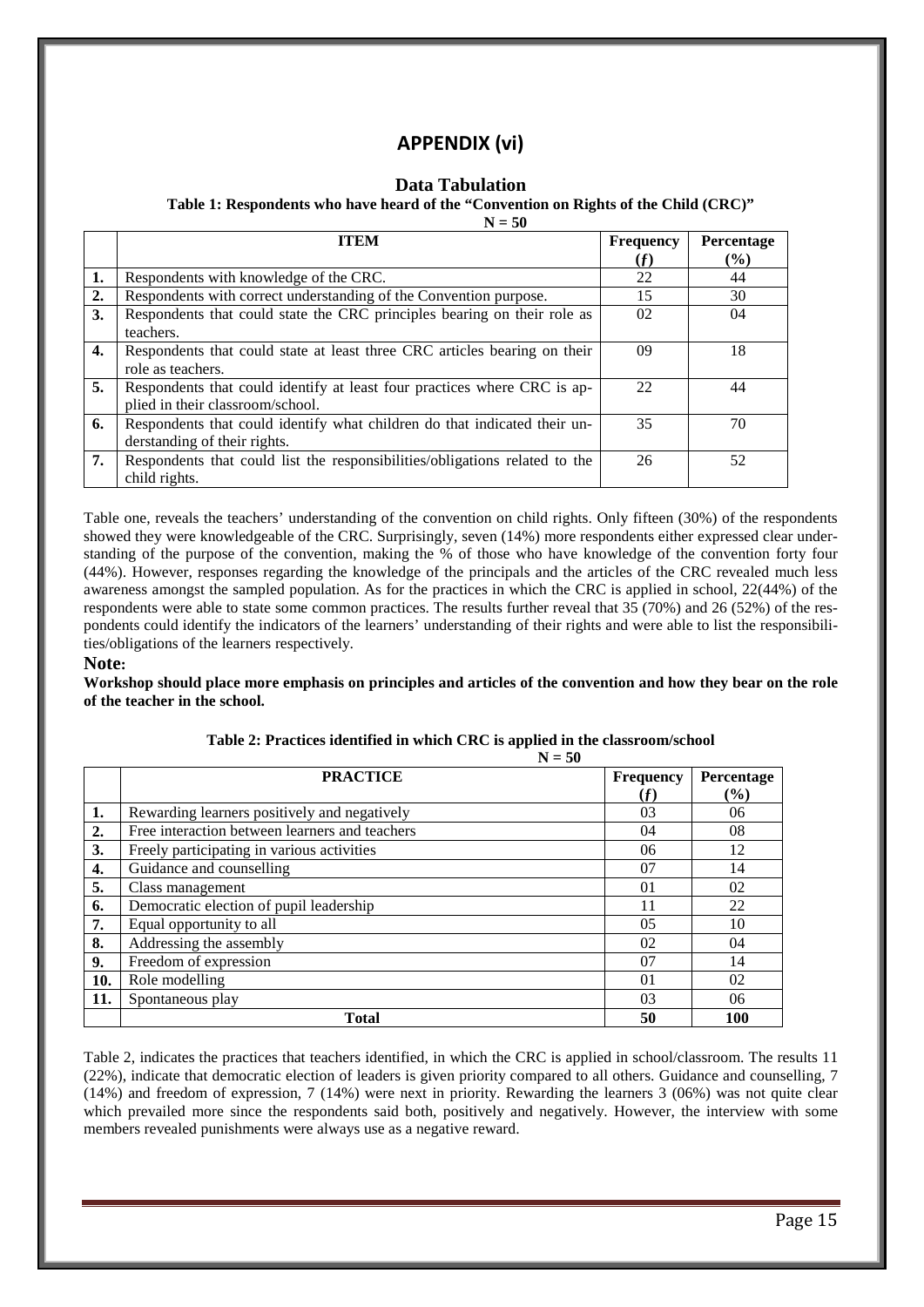# APPENDIX (vi)

## Data Tabulation

**Table 1: Respondents who have heard of the "Convention on Rights of the Child (CRC)"**

**N = 50**

| | ITEM | Frequency (*f*) | Percentage (%) |
|---|---|---|---|
| **1.** | Respondents with knowledge of the CRC. | 22 | 44 |
| **2.** | Respondents with correct understanding of the Convention purpose. | 15 | 30 |
| **3.** | Respondents that could state the CRC principles bearing on their role as teachers. | 02 | 04 |
| **4.** | Respondents that could state at least three CRC articles bearing on their role as teachers. | 09 | 18 |
| **5.** | Respondents that could identify at least four practices where CRC is applied in their classroom/school. | 22 | 44 |
| **6.** | Respondents that could identify what children do that indicated their understanding of their rights. | 35 | 70 |
| **7.** | Respondents that could list the responsibilities/obligations related to the child rights. | 26 | 52 |

Table one, reveals the teachers' understanding of the convention on child rights. Only fifteen (30%) of the respondents showed they were knowledgeable of the CRC. Surprisingly, seven (14%) more respondents either expressed clear understanding of the purpose of the convention, making the % of those who have knowledge of the convention forty four (44%). However, responses regarding the knowledge of the principals and the articles of the CRC revealed much less awareness amongst the sampled population. As for the practices in which the CRC is applied in school, 22(44%) of the respondents were able to state some common practices. The results further reveal that 35 (70%) and 26 (52%) of the respondents could identify the indicators of the learners' understanding of their rights and were able to list the responsibilities/obligations of the learners respectively.

**Note:**

**Workshop should place more emphasis on principles and articles of the convention and how they bear on the role of the teacher in the school.**

**Table 2: Practices identified in which CRC is applied in the classroom/school**

**N = 50**

| | PRACTICE | Frequency (*f*) | Percentage (%) |
|---|---|---|---|
| **1.** | Rewarding learners positively and negatively | 03 | 06 |
| **2.** | Free interaction between learners and teachers | 04 | 08 |
| **3.** | Freely participating in various activities | 06 | 12 |
| **4.** | Guidance and counselling | 07 | 14 |
| **5.** | Class management | 01 | 02 |
| **6.** | Democratic election of pupil leadership | 11 | 22 |
| **7.** | Equal opportunity to all | 05 | 10 |
| **8.** | Addressing the assembly | 02 | 04 |
| **9.** | Freedom of expression | 07 | 14 |
| **10.** | Role modelling | 01 | 02 |
| **11.** | Spontaneous play | 03 | 06 |
| | **Total** | **50** | **100** |

Table 2, indicates the practices that teachers identified, in which the CRC is applied in school/classroom. The results 11 (22%), indicate that democratic election of leaders is given priority compared to all others. Guidance and counselling, 7 (14%) and freedom of expression, 7 (14%) were next in priority. Rewarding the learners 3 (06%) was not quite clear which prevailed more since the respondents said both, positively and negatively. However, the interview with some members revealed punishments were always use as a negative reward.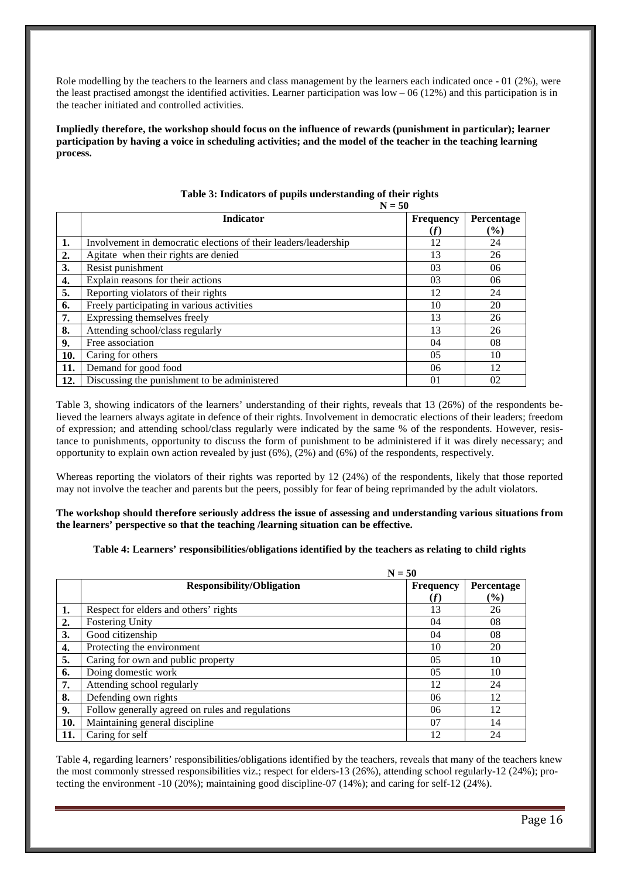Role modelling by the teachers to the learners and class management by the learners each indicated once - 01 (2%), were the least practised amongst the identified activities. Learner participation was low – 06 (12%) and this participation is in the teacher initiated and controlled activities.

**Impliedly therefore, the workshop should focus on the influence of rewards (punishment in particular); learner participation by having a voice in scheduling activities; and the model of the teacher in the teaching learning process.**

**Table 3: Indicators of pupils understanding of their rights**

**N = 50**

| | Indicator | Frequency (*f*) | Percentage (%) |
|---|---|---|---|
| **1.** | Involvement in democratic elections of their leaders/leadership | 12 | 24 |
| **2.** | Agitate when their rights are denied | 13 | 26 |
| **3.** | Resist punishment | 03 | 06 |
| **4.** | Explain reasons for their actions | 03 | 06 |
| **5.** | Reporting violators of their rights | 12 | 24 |
| **6.** | Freely participating in various activities | 10 | 20 |
| **7.** | Expressing themselves freely | 13 | 26 |
| **8.** | Attending school/class regularly | 13 | 26 |
| **9.** | Free association | 04 | 08 |
| **10.** | Caring for others | 05 | 10 |
| **11.** | Demand for good food | 06 | 12 |
| **12.** | Discussing the punishment to be administered | 01 | 02 |

Table 3, showing indicators of the learners' understanding of their rights, reveals that 13 (26%) of the respondents believed the learners always agitate in defence of their rights. Involvement in democratic elections of their leaders; freedom of expression; and attending school/class regularly were indicated by the same % of the respondents. However, resistance to punishments, opportunity to discuss the form of punishment to be administered if it was direly necessary; and opportunity to explain own action revealed by just (6%), (2%) and (6%) of the respondents, respectively.

Whereas reporting the violators of their rights was reported by 12 (24%) of the respondents, likely that those reported may not involve the teacher and parents but the peers, possibly for fear of being reprimanded by the adult violators.

**The workshop should therefore seriously address the issue of assessing and understanding various situations from the learners' perspective so that the teaching /learning situation can be effective.**

**Table 4: Learners' responsibilities/obligations identified by the teachers as relating to child rights**

**N = 50**

| | Responsibility/Obligation | Frequency (*f*) | Percentage (%) |
|---|---|---|---|
| **1.** | Respect for elders and others' rights | 13 | 26 |
| **2.** | Fostering Unity | 04 | 08 |
| **3.** | Good citizenship | 04 | 08 |
| **4.** | Protecting the environment | 10 | 20 |
| **5.** | Caring for own and public property | 05 | 10 |
| **6.** | Doing domestic work | 05 | 10 |
| **7.** | Attending school regularly | 12 | 24 |
| **8.** | Defending own rights | 06 | 12 |
| **9.** | Follow generally agreed on rules and regulations | 06 | 12 |
| **10.** | Maintaining general discipline | 07 | 14 |
| **11.** | Caring for self | 12 | 24 |

Table 4, regarding learners' responsibilities/obligations identified by the teachers, reveals that many of the teachers knew the most commonly stressed responsibilities viz.; respect for elders-13 (26%), attending school regularly-12 (24%); protecting the environment -10 (20%); maintaining good discipline-07 (14%); and caring for self-12 (24%).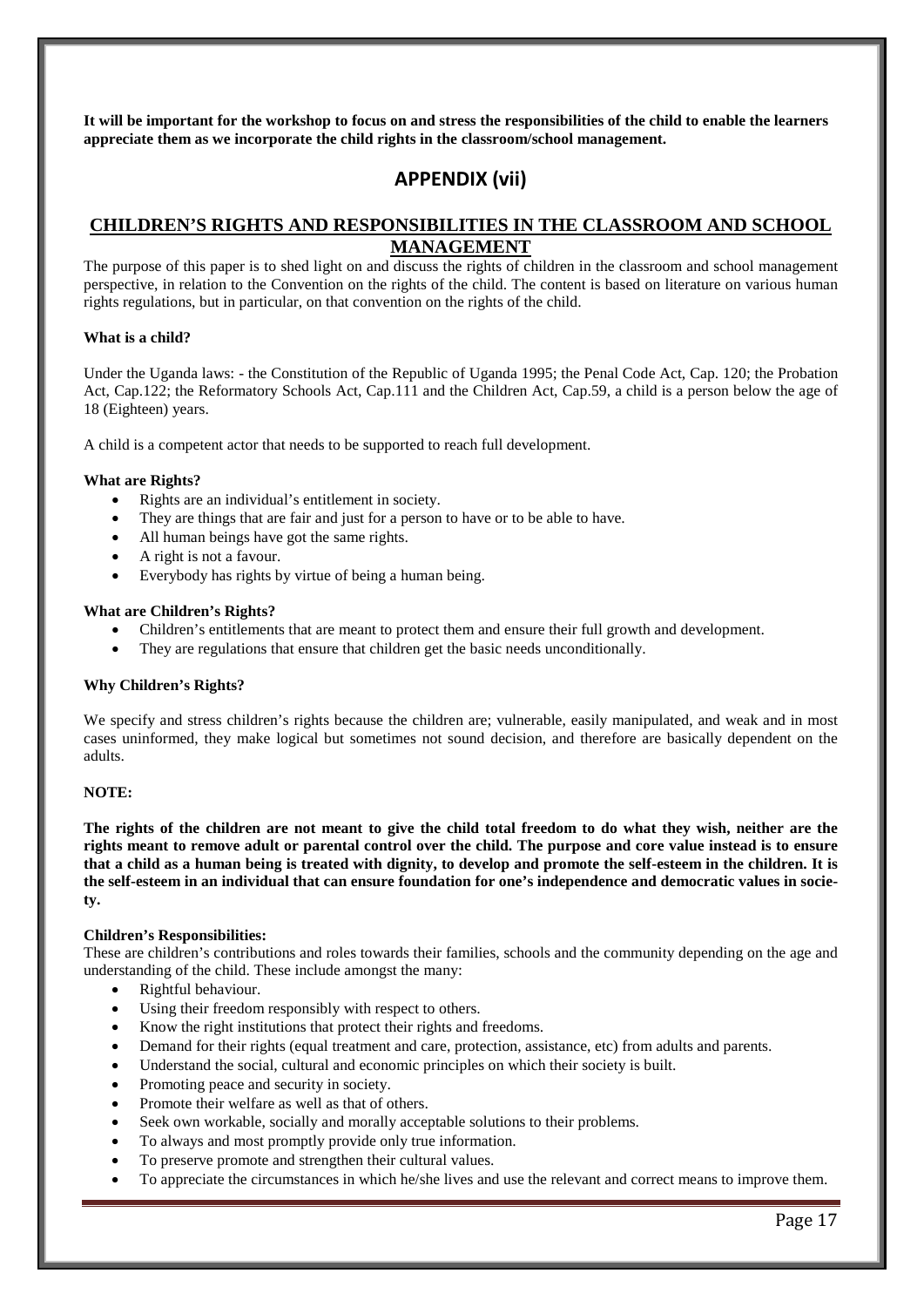**It will be important for the workshop to focus on and stress the responsibilities of the child to enable the learners appreciate them as we incorporate the child rights in the classroom/school management.**

# APPENDIX (vii)

## CHILDREN'S RIGHTS AND RESPONSIBILITIES IN THE CLASSROOM AND SCHOOL MANAGEMENT

The purpose of this paper is to shed light on and discuss the rights of children in the classroom and school management perspective, in relation to the Convention on the rights of the child. The content is based on literature on various human rights regulations, but in particular, on that convention on the rights of the child.

**What is a child?**

Under the Uganda laws: - the Constitution of the Republic of Uganda 1995; the Penal Code Act, Cap. 120; the Probation Act, Cap.122; the Reformatory Schools Act, Cap.111 and the Children Act, Cap.59, a child is a person below the age of 18 (Eighteen) years.

A child is a competent actor that needs to be supported to reach full development.

**What are Rights?**

- Rights are an individual's entitlement in society.
- They are things that are fair and just for a person to have or to be able to have.
- All human beings have got the same rights.
- A right is not a favour.
- Everybody has rights by virtue of being a human being.

**What are Children's Rights?**

- Children's entitlements that are meant to protect them and ensure their full growth and development.
- They are regulations that ensure that children get the basic needs unconditionally.

**Why Children's Rights?**

We specify and stress children's rights because the children are; vulnerable, easily manipulated, and weak and in most cases uninformed, they make logical but sometimes not sound decision, and therefore are basically dependent on the adults.

**NOTE:**

**The rights of the children are not meant to give the child total freedom to do what they wish, neither are the rights meant to remove adult or parental control over the child. The purpose and core value instead is to ensure that a child as a human being is treated with dignity, to develop and promote the self-esteem in the children. It is the self-esteem in an individual that can ensure foundation for one's independence and democratic values in society.**

**Children's Responsibilities:**

These are children's contributions and roles towards their families, schools and the community depending on the age and understanding of the child. These include amongst the many:

- Rightful behaviour.
- Using their freedom responsibly with respect to others.
- Know the right institutions that protect their rights and freedoms.
- Demand for their rights (equal treatment and care, protection, assistance, etc) from adults and parents.
- Understand the social, cultural and economic principles on which their society is built.
- Promoting peace and security in society.
- Promote their welfare as well as that of others.
- Seek own workable, socially and morally acceptable solutions to their problems.
- To always and most promptly provide only true information.
- To preserve promote and strengthen their cultural values.
- To appreciate the circumstances in which he/she lives and use the relevant and correct means to improve them.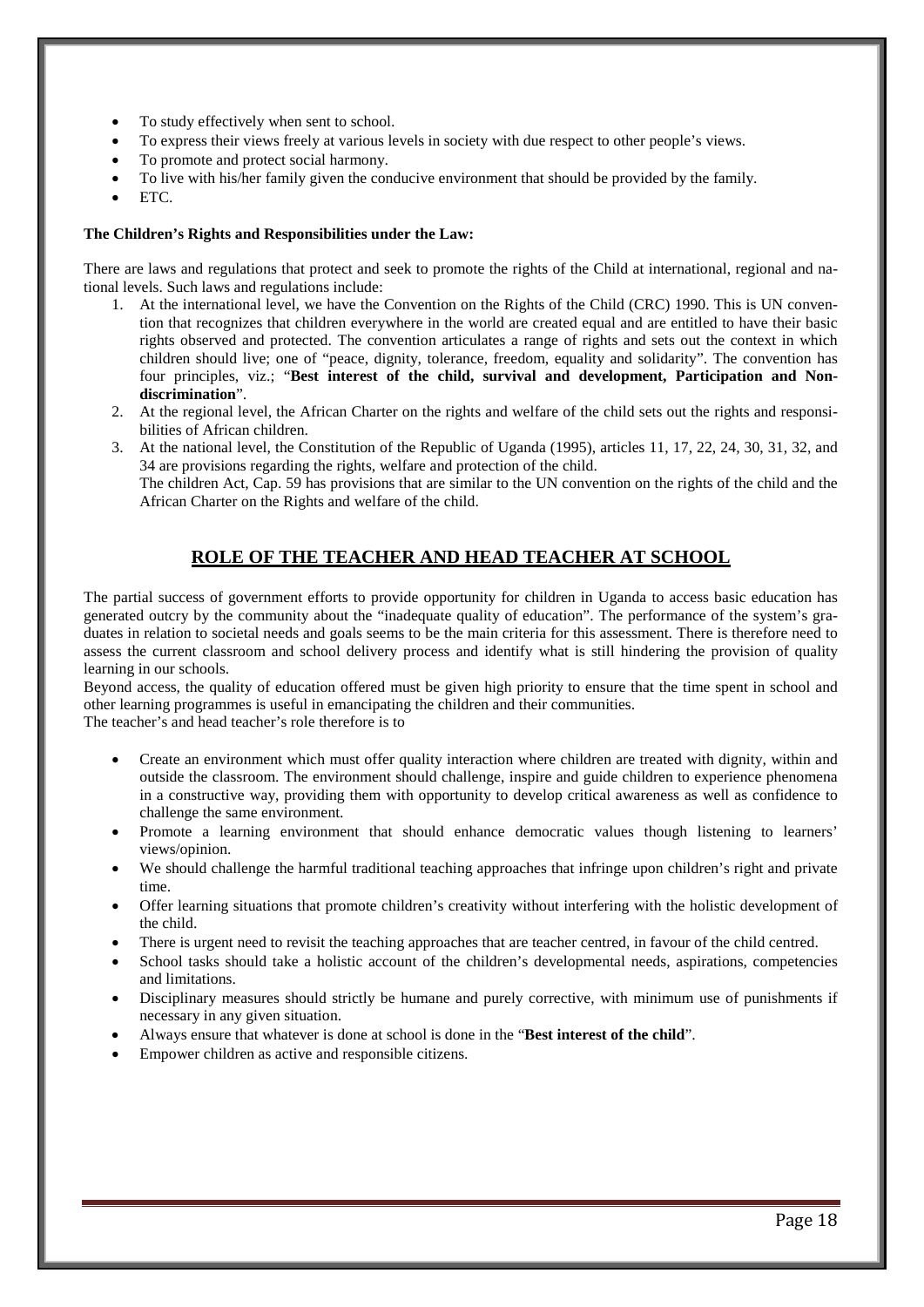- To study effectively when sent to school.
- To express their views freely at various levels in society with due respect to other people's views.
- To promote and protect social harmony.
- To live with his/her family given the conducive environment that should be provided by the family.
- ETC.

**The Children's Rights and Responsibilities under the Law:**

There are laws and regulations that protect and seek to promote the rights of the Child at international, regional and national levels. Such laws and regulations include:

1. At the international level, we have the Convention on the Rights of the Child (CRC) 1990. This is UN convention that recognizes that children everywhere in the world are created equal and are entitled to have their basic rights observed and protected. The convention articulates a range of rights and sets out the context in which children should live; one of "peace, dignity, tolerance, freedom, equality and solidarity". The convention has four principles, viz.; "**Best interest of the child, survival and development, Participation and Non-discrimination**".
2. At the regional level, the African Charter on the rights and welfare of the child sets out the rights and responsibilities of African children.
3. At the national level, the Constitution of the Republic of Uganda (1995), articles 11, 17, 22, 24, 30, 31, 32, and 34 are provisions regarding the rights, welfare and protection of the child.
   The children Act, Cap. 59 has provisions that are similar to the UN convention on the rights of the child and the African Charter on the Rights and welfare of the child.

## ROLE OF THE TEACHER AND HEAD TEACHER AT SCHOOL

The partial success of government efforts to provide opportunity for children in Uganda to access basic education has generated outcry by the community about the "inadequate quality of education". The performance of the system's graduates in relation to societal needs and goals seems to be the main criteria for this assessment. There is therefore need to assess the current classroom and school delivery process and identify what is still hindering the provision of quality learning in our schools.

Beyond access, the quality of education offered must be given high priority to ensure that the time spent in school and other learning programmes is useful in emancipating the children and their communities.

The teacher's and head teacher's role therefore is to

- Create an environment which must offer quality interaction where children are treated with dignity, within and outside the classroom. The environment should challenge, inspire and guide children to experience phenomena in a constructive way, providing them with opportunity to develop critical awareness as well as confidence to challenge the same environment.
- Promote a learning environment that should enhance democratic values though listening to learners' views/opinion.
- We should challenge the harmful traditional teaching approaches that infringe upon children's right and private time.
- Offer learning situations that promote children's creativity without interfering with the holistic development of the child.
- There is urgent need to revisit the teaching approaches that are teacher centred, in favour of the child centred.
- School tasks should take a holistic account of the children's developmental needs, aspirations, competencies and limitations.
- Disciplinary measures should strictly be humane and purely corrective, with minimum use of punishments if necessary in any given situation.
- Always ensure that whatever is done at school is done in the "**Best interest of the child**".
- Empower children as active and responsible citizens.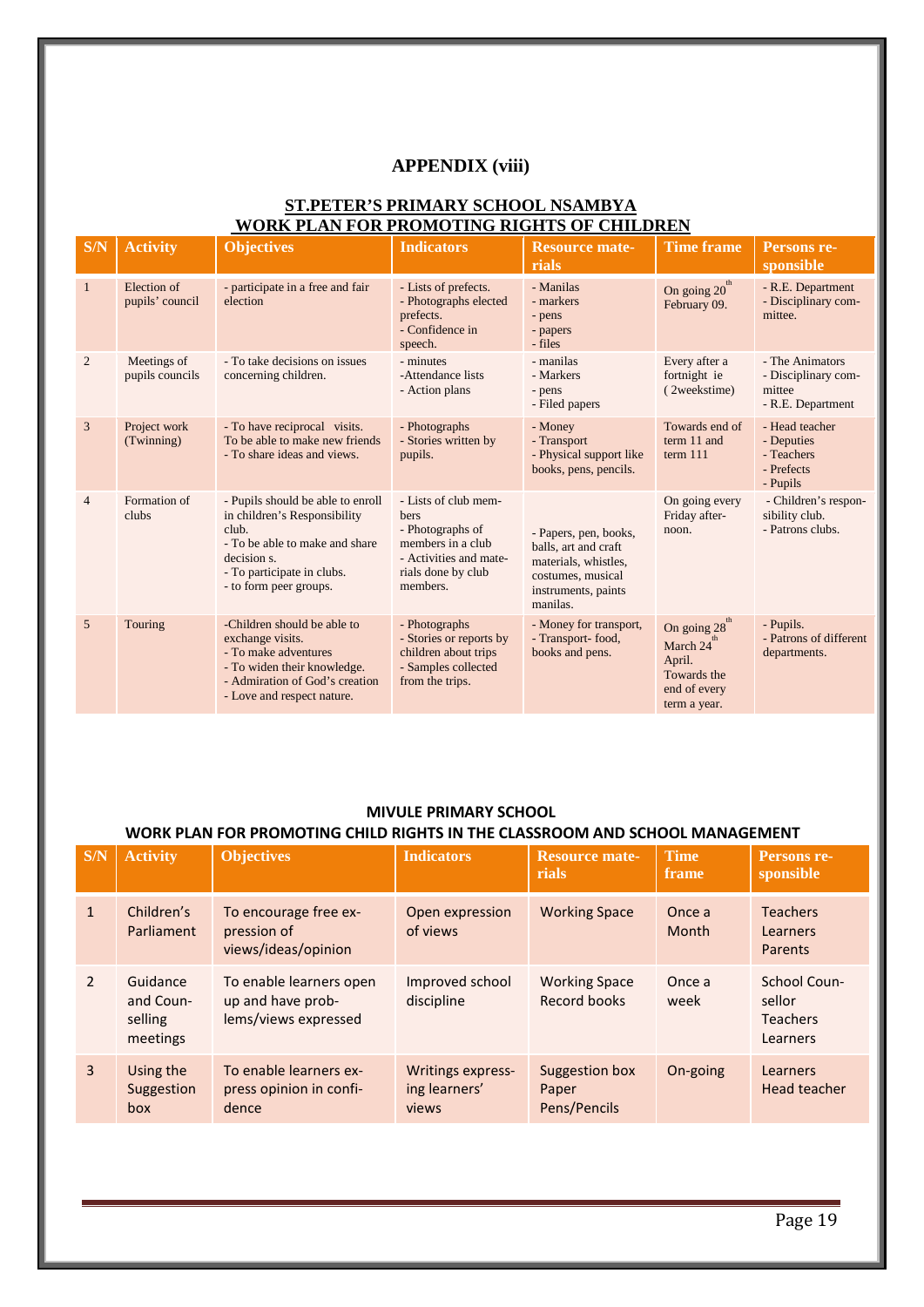# APPENDIX (viii)

## ST.PETER'S PRIMARY SCHOOL NSAMBYA
## WORK PLAN FOR PROMOTING RIGHTS OF CHILDREN

| S/N | Activity | Objectives | Indicators | Resource materials | Time frame | Persons responsible |
|---|---|---|---|---|---|---|
| 1 | Election of pupils' council | - participate in a free and fair election | - Lists of prefects.<br>- Photographs elected prefects.<br>- Confidence in speech. | - Manilas<br>- markers<br>- pens<br>- papers<br>- files | On going 20th February 09. | - R.E. Department<br>- Disciplinary committee. |
| 2 | Meetings of pupils councils | - To take decisions on issues concerning children. | - minutes<br>-Attendance lists<br>- Action plans | - manilas<br>- Markers<br>- pens<br>- Filed papers | Every after a fortnight ie (2weekstime) | - The Animators<br>- Disciplinary committee<br>- R.E. Department |
| 3 | Project work (Twinning) | - To have reciprocal visits. To be able to make new friends<br>- To share ideas and views. | - Photographs<br>- Stories written by pupils. | - Money<br>- Transport<br>- Physical support like books, pens, pencils. | Towards end of term 11 and term 111 | - Head teacher<br>- Deputies<br>- Teachers<br>- Prefects<br>- Pupils |
| 4 | Formation of clubs | - Pupils should be able to enroll in children's Responsibility club.<br>- To be able to make and share decision s.<br>- To participate in clubs.<br>- to form peer groups. | - Lists of club members<br>- Photographs of members in a club<br>- Activities and materials done by club members. | - Papers, pen, books, balls, art and craft materials, whistles, costumes, musical instruments, paints manilas. | On going every Friday afternoon. | - Children's responsibility club.<br>- Patrons clubs. |
| 5 | Touring | -Children should be able to exchange visits.<br>- To make adventures<br>- To widen their knowledge.<br>- Admiration of God's creation<br>- Love and respect nature. | - Photographs<br>- Stories or reports by children about trips<br>- Samples collected from the trips. | - Money for transport,<br>- Transport- food, books and pens. | On going 28th March 24th April. Towards the end of every term a year. | - Pupils.<br>- Patrons of different departments. |

## MIVULE PRIMARY SCHOOL
## WORK PLAN FOR PROMOTING CHILD RIGHTS IN THE CLASSROOM AND SCHOOL MANAGEMENT

| S/N | Activity | Objectives | Indicators | Resource materials | Time frame | Persons responsible |
|---|---|---|---|---|---|---|
| 1 | Children's Parliament | To encourage free expression of views/ideas/opinion | Open expression of views | Working Space | Once a Month | Teachers<br>Learners<br>Parents |
| 2 | Guidance and Counselling meetings | To enable learners open up and have problems/views expressed | Improved school discipline | Working Space<br>Record books | Once a week | School Counsellor<br>Teachers<br>Learners |
| 3 | Using the Suggestion box | To enable learners express opinion in confidence | Writings expressing learners' views | Suggestion box<br>Paper<br>Pens/Pencils | On-going | Learners<br>Head teacher |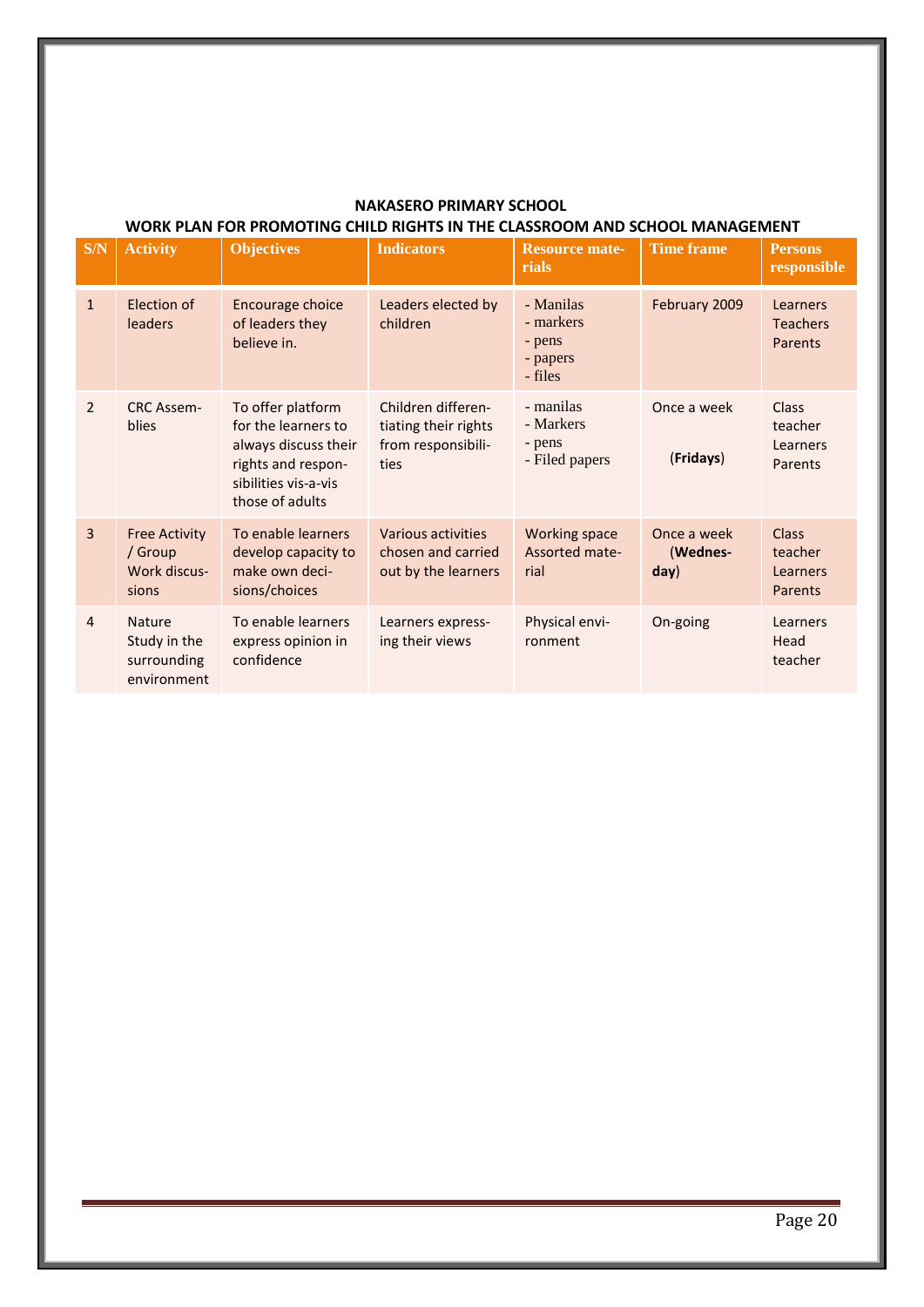**NAKASERO PRIMARY SCHOOL**

**WORK PLAN FOR PROMOTING CHILD RIGHTS IN THE CLASSROOM AND SCHOOL MANAGEMENT**

| S/N | Activity | Objectives | Indicators | Resource materials | Time frame | Persons responsible |
|---|---|---|---|---|---|---|
| 1 | Election of leaders | Encourage choice of leaders they believe in. | Leaders elected by children | - Manilas<br>- markers<br>- pens<br>- papers<br>- files | February 2009 | Learners<br>Teachers<br>Parents |
| 2 | CRC Assemblies | To offer platform for the learners to always discuss their rights and responsibilities vis-a-vis those of adults | Children differentiating their rights from responsibilities | - manilas<br>- Markers<br>- pens<br>- Filed papers | Once a week (**Fridays**) | Class teacher<br>Learners<br>Parents |
| 3 | Free Activity / Group Work discussions | To enable learners develop capacity to make own decisions/choices | Various activities chosen and carried out by the learners | Working space<br>Assorted material | Once a week (**Wednesday**) | Class teacher<br>Learners<br>Parents |
| 4 | Nature Study in the surrounding environment | To enable learners express opinion in confidence | Learners expressing their views | Physical environment | On-going | Learners<br>Head teacher |